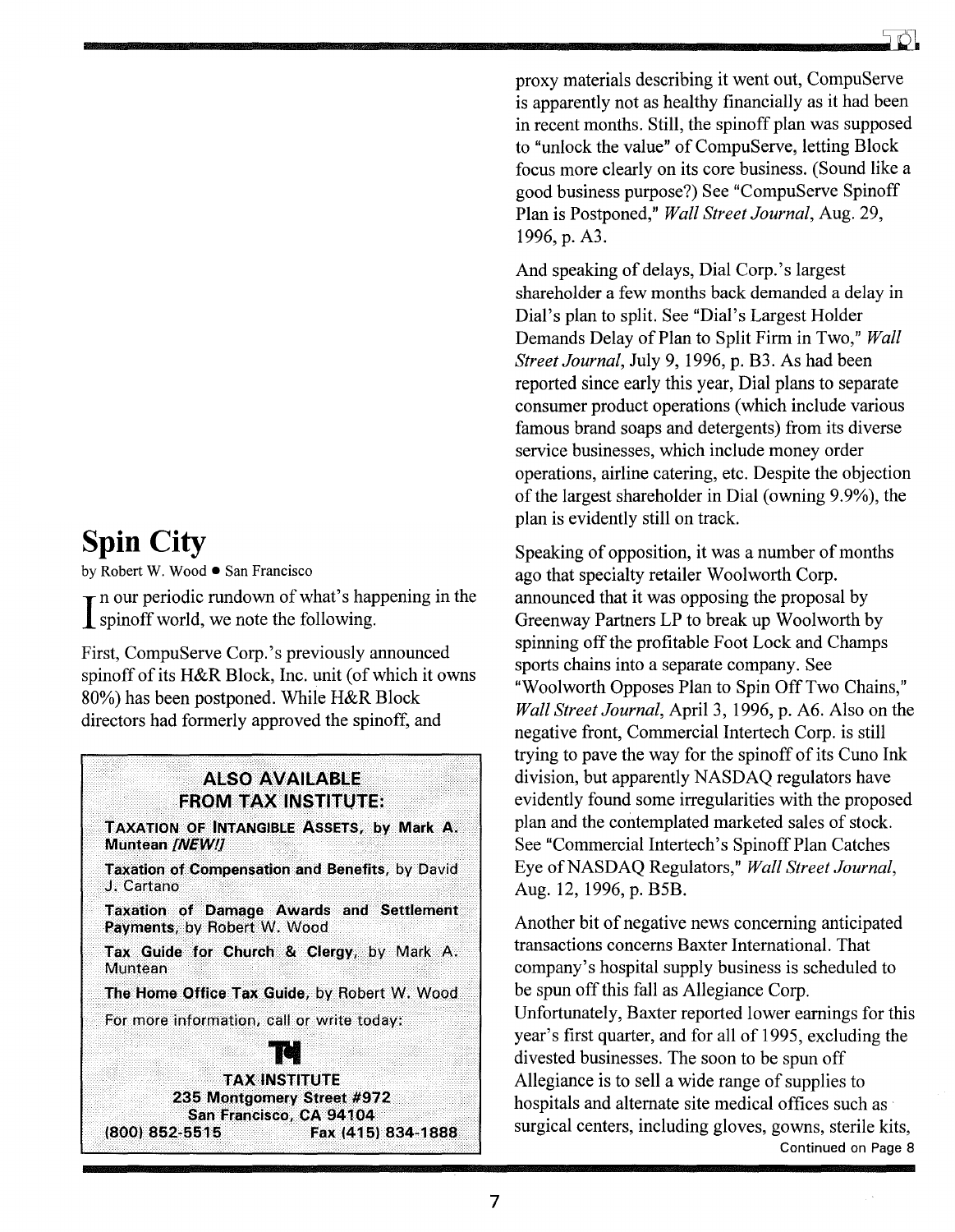## Spin City

by Robert W. Wood • San Francisco

In our periodic rundown of what's happening in the spinoff world, we note the following.

First, CompuServe Corp.'s previously announced spinoff of its H&R Block, Inc. unit (of which it owns 80%) has been postponed. While H&R Block directors had formerly approved the spinoff, and proxy materials describing it went out, CompuServe is apparently not as healthy financially as it had been in recent months. Still, the spinoff plan was supposed to "unlock the value" of CompuServe, letting Block focus more clearly on its core business. (Sound like a good business purpose?) See "CompuServe Spinoff Plan is Postponed," *Wall Street Journal*, Aug. 29, 1996, p. A3.

And speaking of delays, Dial Corp.'s largest shareholder a few months back demanded a delay in Dial's plan to split. See "Dial's Largest Holder Demands Delay of Plan to Split Firm in Two," *Wall Street Journal*, July 9, 1996, p. B3. As had been reported since early this year, Dial plans to separate consumer product operations (which include various famous brand soaps and detergents) from its diverse service businesses, which include money order operations, airline catering, etc. Despite the objection of the largest shareholder in Dial (owning 9.9%), the plan is evidently still on track.

Speaking of opposition, it was a number of months ago that specialty retailer Woolworth Corp. announced that it was opposing the proposal by Greenway Partners LP to break up Woolworth by spinning off the profitable Foot Lock and Champs sports chains into a separate company. See "Woolworth Opposes Plan to Spin Off Two Chains," *Wall Street Journal*, April 3, 1996, p. A6. Also on the negative front, Commercial Intertech Corp. is still trying to pave the way for the spinoff of its Cuno Ink division, but apparently NASDAQ regulators have evidently found some irregularities with the proposed plan and the contemplated marketed sales of stock. See "Commercial Intertech's Spinoff Plan Catches Eye of NASDAQ Regulators," *Wall Street Journal*, Aug. 12, 1996, p. B5B.

Another bit of negative news concerning anticipated transactions concerns Baxter International. That company's hospital supply business is scheduled to be spun off this fall as Allegiance Corp. Unfortunately, Baxter reported lower earnings for this year's first quarter, and for all of 1995, excluding the divested businesses. The soon to be spun off Allegiance is to sell a wide range of supplies to hospitals and alternate site medical offices such as surgical centers, including gloves, gowns, sterile kits,

Continued on Page 8

---

**ALSO AVAILABLE FROM TAX INSTITUTE:**

**TAXATION OF INTANGIBLE ASSETS**, by Mark A. Muntean *[NEW!]*

**Taxation of Compensation and Benefits**, by David J. Cartano

**Taxation of Damage Awards and Settlement Payments**, by Robert W. Wood

**Tax Guide for Church & Clergy**, by Mark A. Muntean

**The Home Office Tax Guide**, by Robert W. Wood

For more information, call or write today:

**TAX INSTITUTE**
**235 Montgomery Street #972**
**San Francisco, CA 94104**
**(800) 852-5515 Fax (415) 834-1888**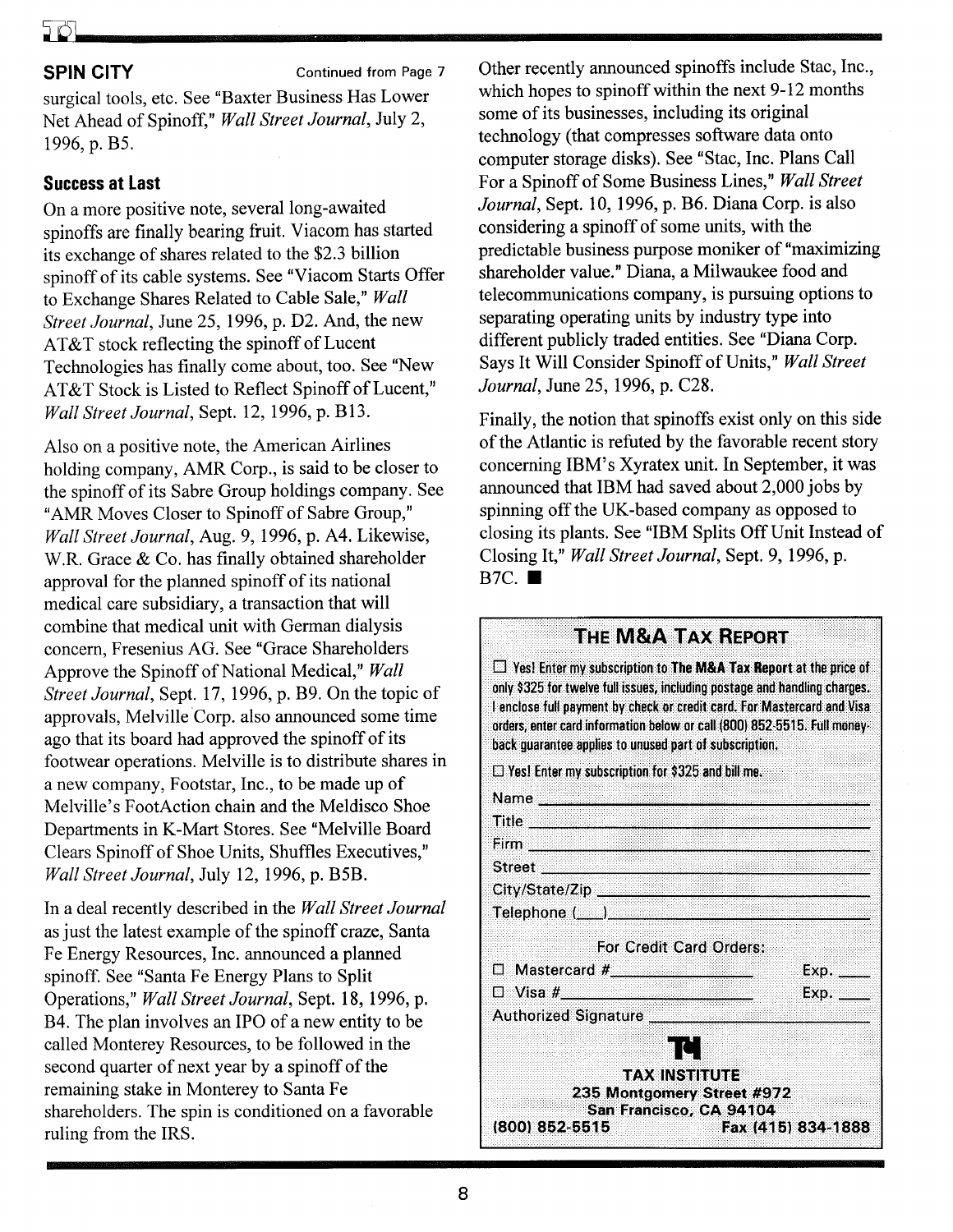**SPIN CITY** Continued from Page 7

surgical tools, etc. See "Baxter Business Has Lower Net Ahead of Spinoff," *Wall Street Journal*, July 2, 1996, p. B5.

### Success at Last

On a more positive note, several long-awaited spinoffs are finally bearing fruit. Viacom has started its exchange of shares related to the $2.3 billion spinoff of its cable systems. See "Viacom Starts Offer to Exchange Shares Related to Cable Sale," *Wall Street Journal*, June 25, 1996, p. D2. And, the new AT&T stock reflecting the spinoff of Lucent Technologies has finally come about, too. See "New AT&T Stock is Listed to Reflect Spinoff of Lucent," *Wall Street Journal*, Sept. 12, 1996, p. B13.

Also on a positive note, the American Airlines holding company, AMR Corp., is said to be closer to the spinoff of its Sabre Group holdings company. See "AMR Moves Closer to Spinoff of Sabre Group," *Wall Street Journal*, Aug. 9, 1996, p. A4. Likewise, W.R. Grace & Co. has finally obtained shareholder approval for the planned spinoff of its national medical care subsidiary, a transaction that will combine that medical unit with German dialysis concern, Fresenius AG. See "Grace Shareholders Approve the Spinoff of National Medical," *Wall Street Journal*, Sept. 17, 1996, p. B9. On the topic of approvals, Melville Corp. also announced some time ago that its board had approved the spinoff of its footwear operations. Melville is to distribute shares in a new company, Footstar, Inc., to be made up of Melville's FootAction chain and the Meldisco Shoe Departments in K-Mart Stores. See "Melville Board Clears Spinoff of Shoe Units, Shuffles Executives," *Wall Street Journal*, July 12, 1996, p. B5B.

In a deal recently described in the *Wall Street Journal* as just the latest example of the spinoff craze, Santa Fe Energy Resources, Inc. announced a planned spinoff. See "Santa Fe Energy Plans to Split Operations," *Wall Street Journal*, Sept. 18, 1996, p. B4. The plan involves an IPO of a new entity to be called Monterey Resources, to be followed in the second quarter of next year by a spinoff of the remaining stake in Monterey to Santa Fe shareholders. The spin is conditioned on a favorable ruling from the IRS.

Other recently announced spinoffs include Stac, Inc., which hopes to spinoff within the next 9-12 months some of its businesses, including its original technology (that compresses software data onto computer storage disks). See "Stac, Inc. Plans Call For a Spinoff of Some Business Lines," *Wall Street Journal*, Sept. 10, 1996, p. B6. Diana Corp. is also considering a spinoff of some units, with the predictable business purpose moniker of "maximizing shareholder value." Diana, a Milwaukee food and telecommunications company, is pursuing options to separating operating units by industry type into different publicly traded entities. See "Diana Corp. Says It Will Consider Spinoff of Units," *Wall Street Journal*, June 25, 1996, p. C28.

Finally, the notion that spinoffs exist only on this side of the Atlantic is refuted by the favorable recent story concerning IBM's Xyratex unit. In September, it was announced that IBM had saved about 2,000 jobs by spinning off the UK-based company as opposed to closing its plants. See "IBM Splits Off Unit Instead of Closing It," *Wall Street Journal*, Sept. 9, 1996, p. B7C. ■

---

## THE M&A TAX REPORT

☐ Yes! Enter my subscription to **The M&A Tax Report** at the price of only $325 for twelve full issues, including postage and handling charges. I enclose full payment by check or credit card. For Mastercard and Visa orders, enter card information below or call (800) 852-5515. Full money-back guarantee applies to unused part of subscription.

☐ Yes! Enter my subscription for $325 and bill me.

Name \_\_\_\_\_\_\_\_\_\_\_\_\_\_\_\_\_\_\_\_

Title \_\_\_\_\_\_\_\_\_\_\_\_\_\_\_\_\_\_\_\_

Firm \_\_\_\_\_\_\_\_\_\_\_\_\_\_\_\_\_\_\_\_

Street \_\_\_\_\_\_\_\_\_\_\_\_\_\_\_\_\_\_\_\_

City/State/Zip \_\_\_\_\_\_\_\_\_\_\_\_\_\_\_\_\_\_\_\_

Telephone (\_\_\_)\_\_\_\_\_\_\_\_\_\_\_\_\_\_\_\_\_\_\_\_

For Credit Card Orders:

☐ Mastercard #\_\_\_\_\_\_\_\_\_\_\_\_\_\_\_\_ Exp. \_\_\_\_

☐ Visa #\_\_\_\_\_\_\_\_\_\_\_\_\_\_\_\_ Exp. \_\_\_\_

Authorized Signature \_\_\_\_\_\_\_\_\_\_\_\_\_\_\_\_\_\_\_\_

**TAX INSTITUTE**
**235 Montgomery Street #972**
**San Francisco, CA 94104**
**(800) 852-5515 Fax (415) 834-1888**